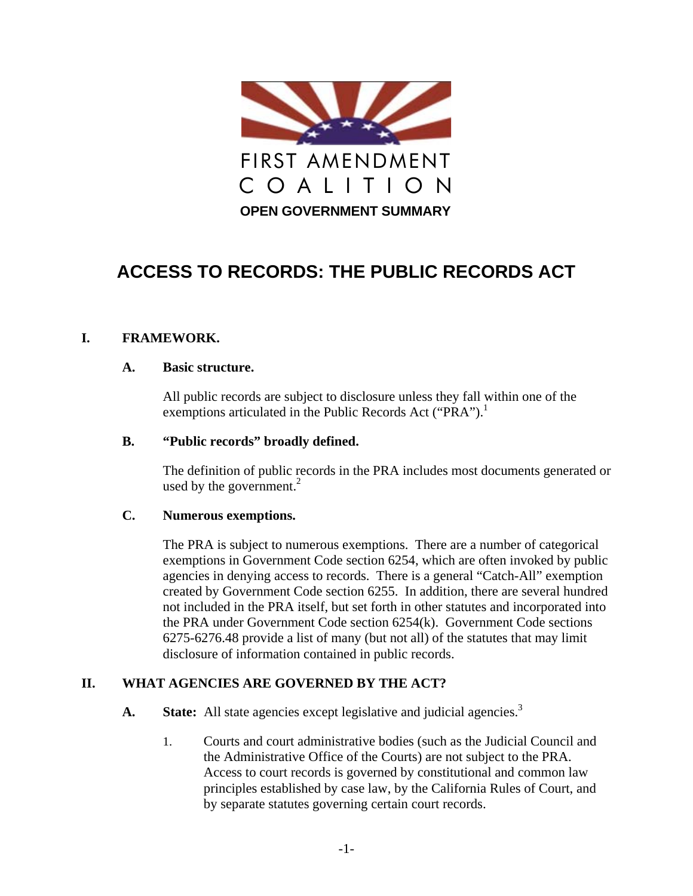FIRST AMENDMENT COALITION

**OPEN GOVERNMENT SUMMARY**

# ACCESS TO RECORDS: THE PUBLIC RECORDS ACT

## I. FRAMEWORK.

### A. Basic structure.

All public records are subject to disclosure unless they fall within one of the exemptions articulated in the Public Records Act ("PRA").[1]

### B. "Public records" broadly defined.

The definition of public records in the PRA includes most documents generated or used by the government.[2]

### C. Numerous exemptions.

The PRA is subject to numerous exemptions. There are a number of categorical exemptions in Government Code section 6254, which are often invoked by public agencies in denying access to records. There is a general "Catch-All" exemption created by Government Code section 6255. In addition, there are several hundred not included in the PRA itself, but set forth in other statutes and incorporated into the PRA under Government Code section 6254(k). Government Code sections 6275-6276.48 provide a list of many (but not all) of the statutes that may limit disclosure of information contained in public records.

## II. WHAT AGENCIES ARE GOVERNED BY THE ACT?

**A. State:** All state agencies except legislative and judicial agencies.[3]

1. Courts and court administrative bodies (such as the Judicial Council and the Administrative Office of the Courts) are not subject to the PRA. Access to court records is governed by constitutional and common law principles established by case law, by the California Rules of Court, and by separate statutes governing certain court records.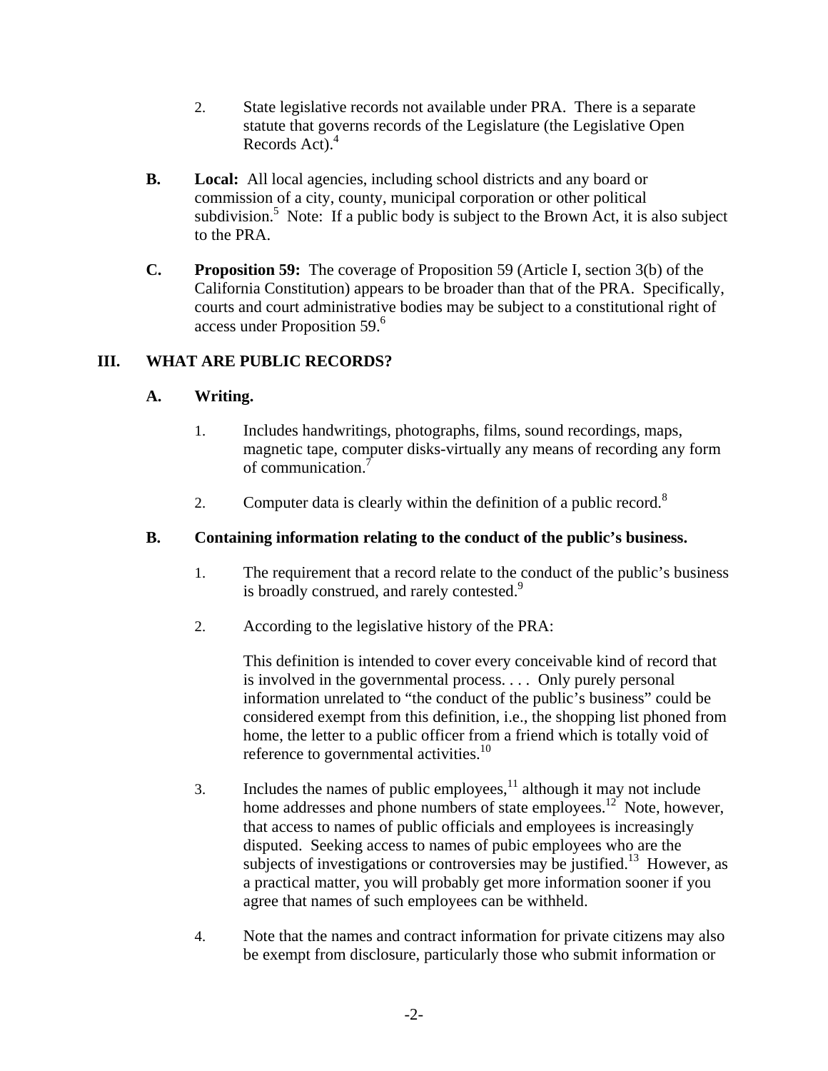2. State legislative records not available under PRA. There is a separate statute that governs records of the Legislature (the Legislative Open Records Act).[4]

**B. Local:** All local agencies, including school districts and any board or commission of a city, county, municipal corporation or other political subdivision.[5] Note: If a public body is subject to the Brown Act, it is also subject to the PRA.

**C. Proposition 59:** The coverage of Proposition 59 (Article I, section 3(b) of the California Constitution) appears to be broader than that of the PRA. Specifically, courts and court administrative bodies may be subject to a constitutional right of access under Proposition 59.[6]

## III. WHAT ARE PUBLIC RECORDS?

### A. Writing.

1. Includes handwritings, photographs, films, sound recordings, maps, magnetic tape, computer disks-virtually any means of recording any form of communication.[7]

2. Computer data is clearly within the definition of a public record.[8]

### B. Containing information relating to the conduct of the public's business.

1. The requirement that a record relate to the conduct of the public's business is broadly construed, and rarely contested.[9]

2. According to the legislative history of the PRA:

   This definition is intended to cover every conceivable kind of record that is involved in the governmental process. . . . Only purely personal information unrelated to "the conduct of the public's business" could be considered exempt from this definition, i.e., the shopping list phoned from home, the letter to a public officer from a friend which is totally void of reference to governmental activities.[10]

3. Includes the names of public employees,[11] although it may not include home addresses and phone numbers of state employees.[12] Note, however, that access to names of public officials and employees is increasingly disputed. Seeking access to names of pubic employees who are the subjects of investigations or controversies may be justified.[13] However, as a practical matter, you will probably get more information sooner if you agree that names of such employees can be withheld.

4. Note that the names and contract information for private citizens may also be exempt from disclosure, particularly those who submit information or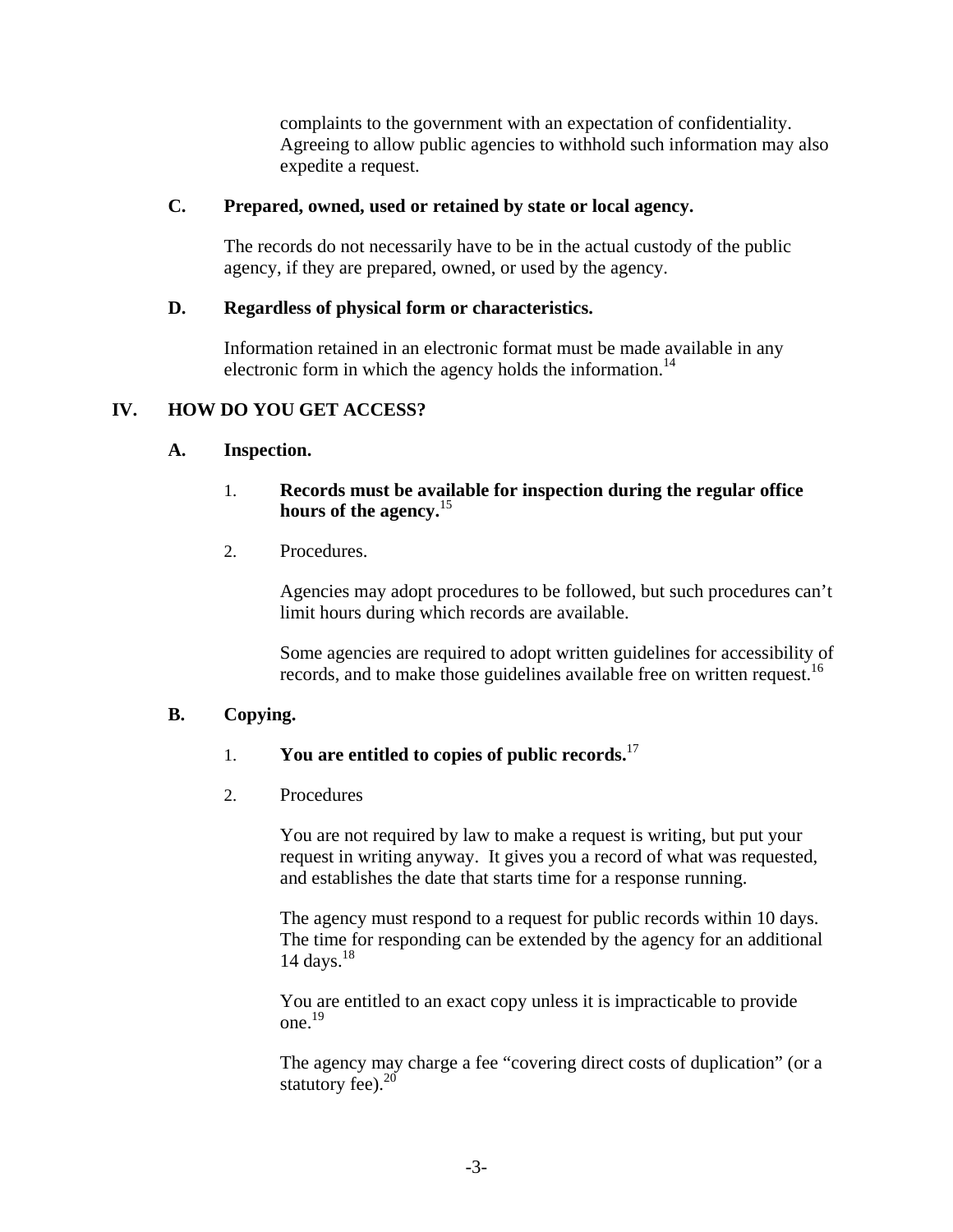complaints to the government with an expectation of confidentiality. Agreeing to allow public agencies to withhold such information may also expedite a request.

### C. Prepared, owned, used or retained by state or local agency.

The records do not necessarily have to be in the actual custody of the public agency, if they are prepared, owned, or used by the agency.

### D. Regardless of physical form or characteristics.

Information retained in an electronic format must be made available in any electronic form in which the agency holds the information.[14]

## IV. HOW DO YOU GET ACCESS?

### A. Inspection.

1. **Records must be available for inspection during the regular office hours of the agency.**[15]

2. Procedures.

   Agencies may adopt procedures to be followed, but such procedures can't limit hours during which records are available.

   Some agencies are required to adopt written guidelines for accessibility of records, and to make those guidelines available free on written request.[16]

### B. Copying.

1. **You are entitled to copies of public records.**[17]

2. Procedures

   You are not required by law to make a request is writing, but put your request in writing anyway. It gives you a record of what was requested, and establishes the date that starts time for a response running.

   The agency must respond to a request for public records within 10 days. The time for responding can be extended by the agency for an additional 14 days.[18]

   You are entitled to an exact copy unless it is impracticable to provide one.[19]

   The agency may charge a fee "covering direct costs of duplication" (or a statutory fee).[20]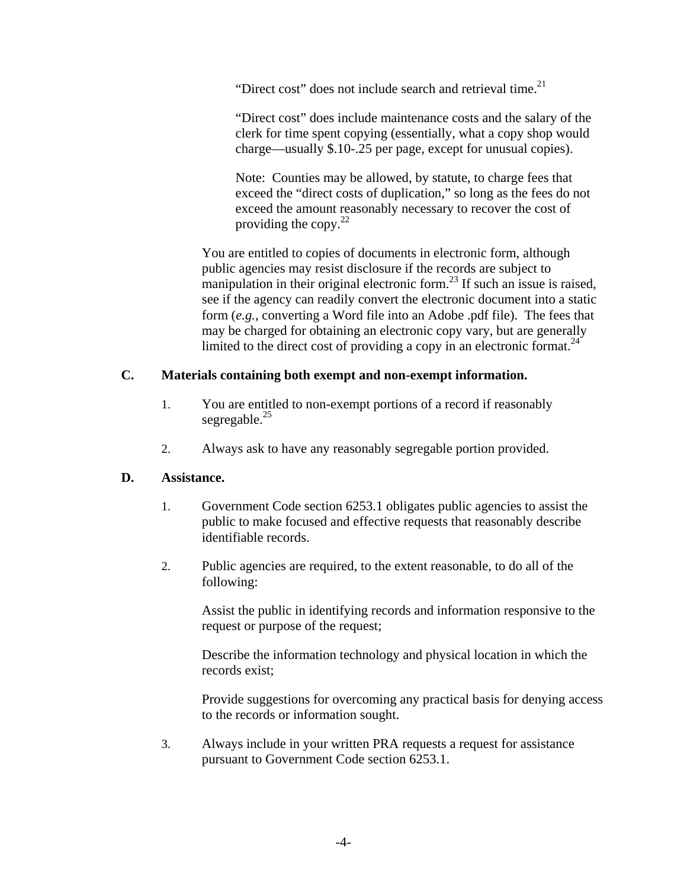"Direct cost" does not include search and retrieval time.[21]

"Direct cost" does include maintenance costs and the salary of the clerk for time spent copying (essentially, what a copy shop would charge—usually $.10-.25 per page, except for unusual copies).

Note: Counties may be allowed, by statute, to charge fees that exceed the "direct costs of duplication," so long as the fees do not exceed the amount reasonably necessary to recover the cost of providing the copy.[22]

You are entitled to copies of documents in electronic form, although public agencies may resist disclosure if the records are subject to manipulation in their original electronic form.[23] If such an issue is raised, see if the agency can readily convert the electronic document into a static form (*e.g.*, converting a Word file into an Adobe .pdf file). The fees that may be charged for obtaining an electronic copy vary, but are generally limited to the direct cost of providing a copy in an electronic format.[24]

### C. Materials containing both exempt and non-exempt information.

1. You are entitled to non-exempt portions of a record if reasonably segregable.[25]

2. Always ask to have any reasonably segregable portion provided.

### D. Assistance.

1. Government Code section 6253.1 obligates public agencies to assist the public to make focused and effective requests that reasonably describe identifiable records.

2. Public agencies are required, to the extent reasonable, to do all of the following:

   Assist the public in identifying records and information responsive to the request or purpose of the request;

   Describe the information technology and physical location in which the records exist;

   Provide suggestions for overcoming any practical basis for denying access to the records or information sought.

3. Always include in your written PRA requests a request for assistance pursuant to Government Code section 6253.1.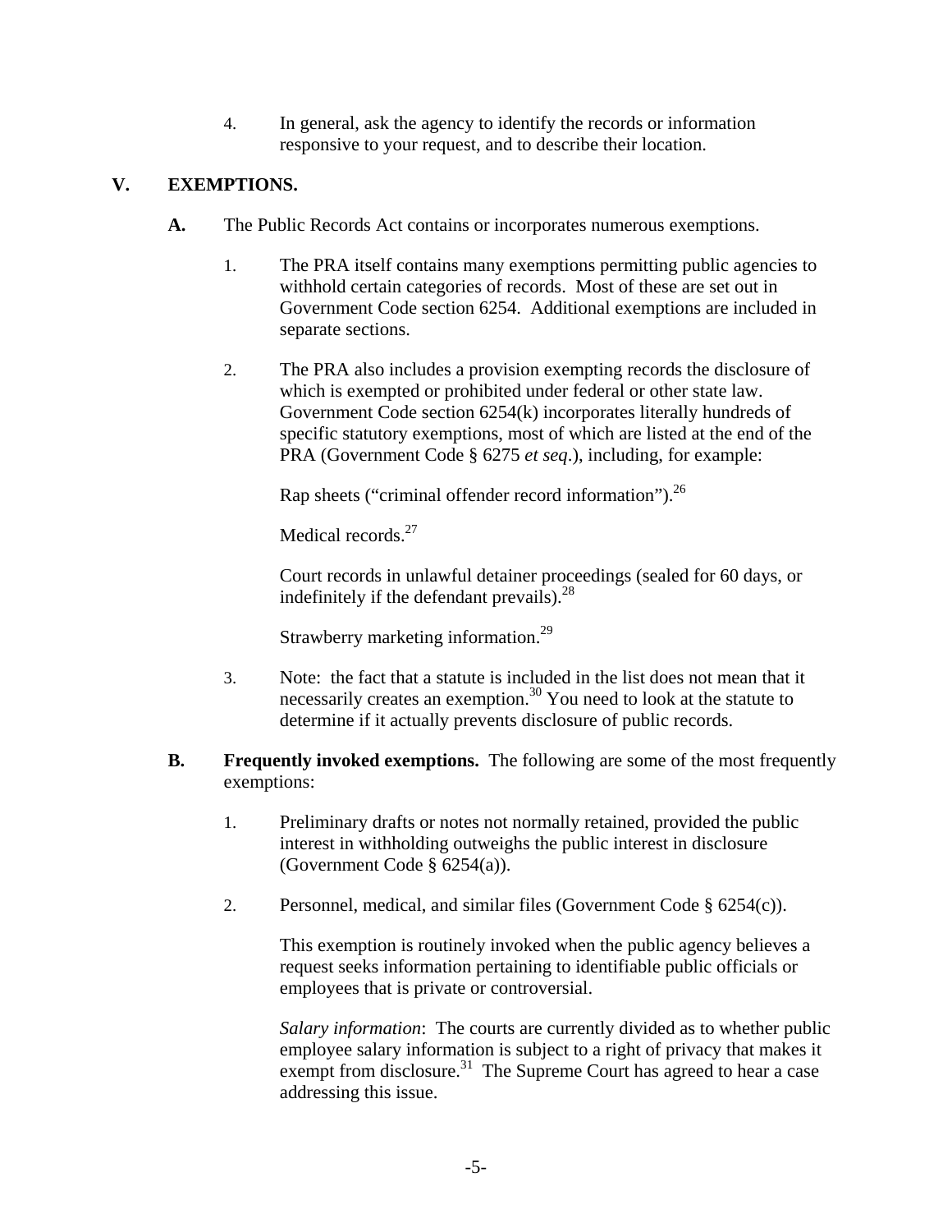4. In general, ask the agency to identify the records or information responsive to your request, and to describe their location.

## V. EXEMPTIONS.

**A.** The Public Records Act contains or incorporates numerous exemptions.

1. The PRA itself contains many exemptions permitting public agencies to withhold certain categories of records. Most of these are set out in Government Code section 6254. Additional exemptions are included in separate sections.

2. The PRA also includes a provision exempting records the disclosure of which is exempted or prohibited under federal or other state law. Government Code section 6254(k) incorporates literally hundreds of specific statutory exemptions, most of which are listed at the end of the PRA (Government Code § 6275 *et seq*.), including, for example:

   Rap sheets ("criminal offender record information").[26]

   Medical records.[27]

   Court records in unlawful detainer proceedings (sealed for 60 days, or indefinitely if the defendant prevails).[28]

   Strawberry marketing information.[29]

3. Note: the fact that a statute is included in the list does not mean that it necessarily creates an exemption.[30] You need to look at the statute to determine if it actually prevents disclosure of public records.

**B. Frequently invoked exemptions.** The following are some of the most frequently exemptions:

1. Preliminary drafts or notes not normally retained, provided the public interest in withholding outweighs the public interest in disclosure (Government Code § 6254(a)).

2. Personnel, medical, and similar files (Government Code § 6254(c)).

   This exemption is routinely invoked when the public agency believes a request seeks information pertaining to identifiable public officials or employees that is private or controversial.

   *Salary information*: The courts are currently divided as to whether public employee salary information is subject to a right of privacy that makes it exempt from disclosure.[31] The Supreme Court has agreed to hear a case addressing this issue.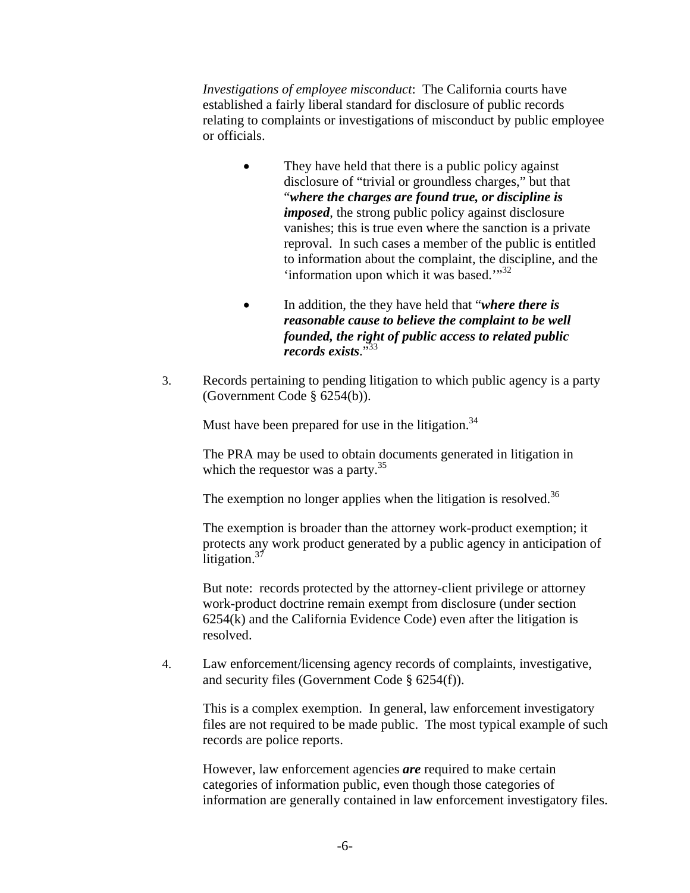*Investigations of employee misconduct*: The California courts have established a fairly liberal standard for disclosure of public records relating to complaints or investigations of misconduct by public employee or officials.

- They have held that there is a public policy against disclosure of "trivial or groundless charges," but that "***where the charges are found true, or discipline is imposed***, the strong public policy against disclosure vanishes; this is true even where the sanction is a private reproval. In such cases a member of the public is entitled to information about the complaint, the discipline, and the 'information upon which it was based.'"[32]

- In addition, the they have held that "***where there is reasonable cause to believe the complaint to be well founded, the right of public access to related public records exists***."[33]

3. Records pertaining to pending litigation to which public agency is a party (Government Code § 6254(b)).

   Must have been prepared for use in the litigation.[34]

   The PRA may be used to obtain documents generated in litigation in which the requestor was a party.[35]

   The exemption no longer applies when the litigation is resolved.[36]

   The exemption is broader than the attorney work-product exemption; it protects any work product generated by a public agency in anticipation of litigation.[37]

   But note: records protected by the attorney-client privilege or attorney work-product doctrine remain exempt from disclosure (under section 6254(k) and the California Evidence Code) even after the litigation is resolved.

4. Law enforcement/licensing agency records of complaints, investigative, and security files (Government Code § 6254(f)).

   This is a complex exemption. In general, law enforcement investigatory files are not required to be made public. The most typical example of such records are police reports.

   However, law enforcement agencies ***are*** required to make certain categories of information public, even though those categories of information are generally contained in law enforcement investigatory files.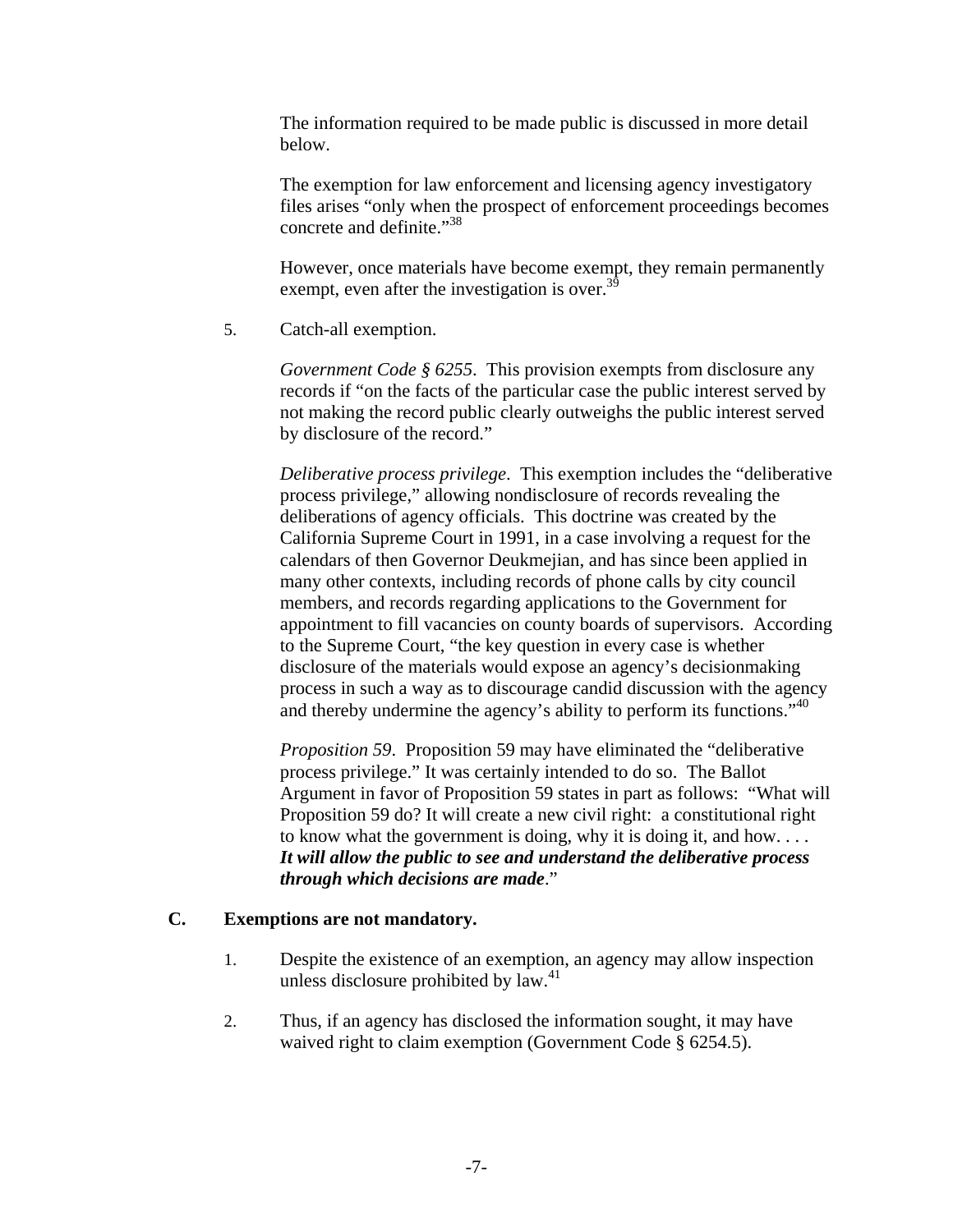The information required to be made public is discussed in more detail below.

The exemption for law enforcement and licensing agency investigatory files arises "only when the prospect of enforcement proceedings becomes concrete and definite."[38]

However, once materials have become exempt, they remain permanently exempt, even after the investigation is over.[39]

5. Catch-all exemption.

   *Government Code § 6255*. This provision exempts from disclosure any records if "on the facts of the particular case the public interest served by not making the record public clearly outweighs the public interest served by disclosure of the record."

   *Deliberative process privilege*. This exemption includes the "deliberative process privilege," allowing nondisclosure of records revealing the deliberations of agency officials. This doctrine was created by the California Supreme Court in 1991, in a case involving a request for the calendars of then Governor Deukmejian, and has since been applied in many other contexts, including records of phone calls by city council members, and records regarding applications to the Government for appointment to fill vacancies on county boards of supervisors. According to the Supreme Court, "the key question in every case is whether disclosure of the materials would expose an agency's decisionmaking process in such a way as to discourage candid discussion with the agency and thereby undermine the agency's ability to perform its functions."[40]

   *Proposition 59*. Proposition 59 may have eliminated the "deliberative process privilege." It was certainly intended to do so. The Ballot Argument in favor of Proposition 59 states in part as follows: "What will Proposition 59 do? It will create a new civil right: a constitutional right to know what the government is doing, why it is doing it, and how. . . . ***It will allow the public to see and understand the deliberative process through which decisions are made***."

### C. Exemptions are not mandatory.

1. Despite the existence of an exemption, an agency may allow inspection unless disclosure prohibited by law.[41]

2. Thus, if an agency has disclosed the information sought, it may have waived right to claim exemption (Government Code § 6254.5).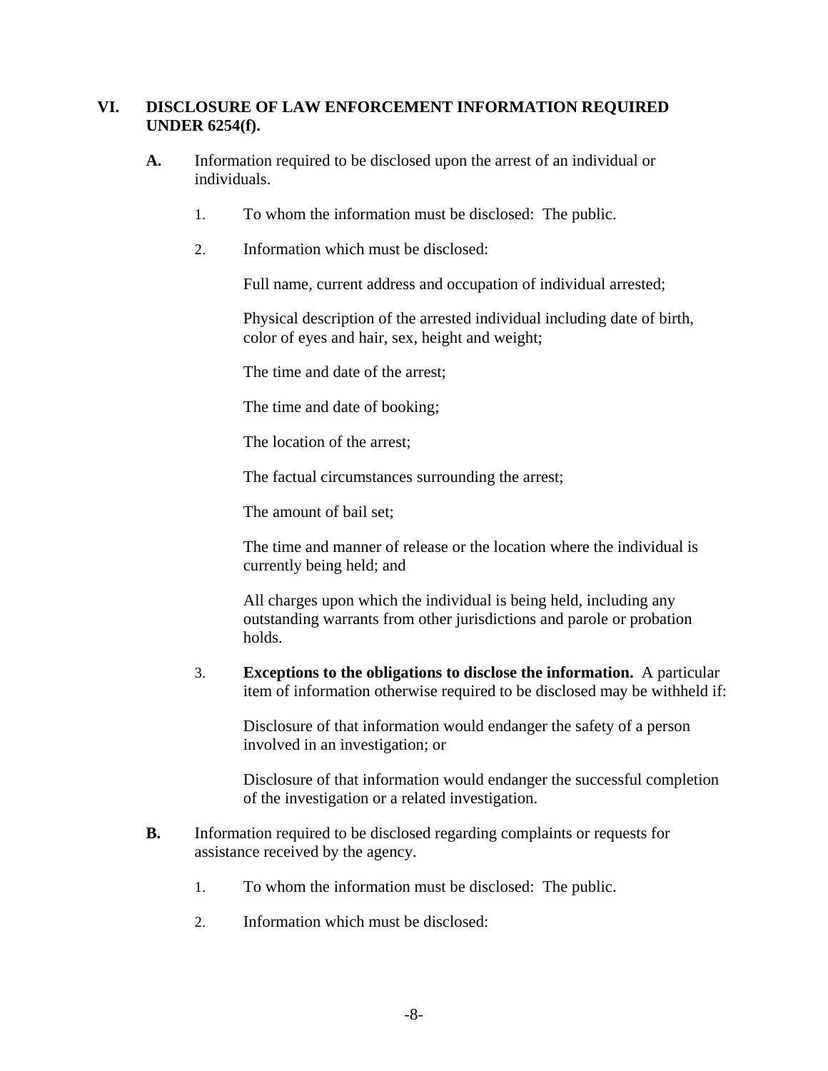## VI. DISCLOSURE OF LAW ENFORCEMENT INFORMATION REQUIRED UNDER 6254(f).

**A.** Information required to be disclosed upon the arrest of an individual or individuals.

1. To whom the information must be disclosed: The public.

2. Information which must be disclosed:

   Full name, current address and occupation of individual arrested;

   Physical description of the arrested individual including date of birth, color of eyes and hair, sex, height and weight;

   The time and date of the arrest;

   The time and date of booking;

   The location of the arrest;

   The factual circumstances surrounding the arrest;

   The amount of bail set;

   The time and manner of release or the location where the individual is currently being held; and

   All charges upon which the individual is being held, including any outstanding warrants from other jurisdictions and parole or probation holds.

3. **Exceptions to the obligations to disclose the information.** A particular item of information otherwise required to be disclosed may be withheld if:

   Disclosure of that information would endanger the safety of a person involved in an investigation; or

   Disclosure of that information would endanger the successful completion of the investigation or a related investigation.

**B.** Information required to be disclosed regarding complaints or requests for assistance received by the agency.

1. To whom the information must be disclosed: The public.

2. Information which must be disclosed: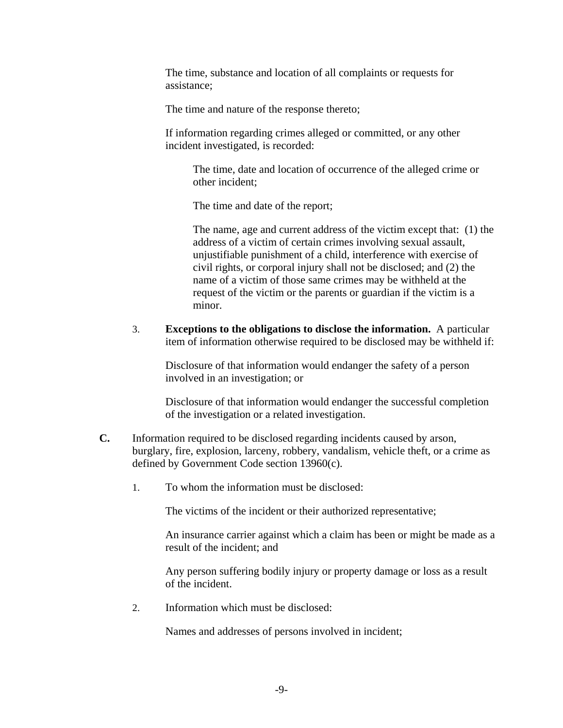The time, substance and location of all complaints or requests for assistance;

The time and nature of the response thereto;

If information regarding crimes alleged or committed, or any other incident investigated, is recorded:

> The time, date and location of occurrence of the alleged crime or other incident;
>
> The time and date of the report;
>
> The name, age and current address of the victim except that: (1) the address of a victim of certain crimes involving sexual assault, unjustifiable punishment of a child, interference with exercise of civil rights, or corporal injury shall not be disclosed; and (2) the name of a victim of those same crimes may be withheld at the request of the victim or the parents or guardian if the victim is a minor.

3. **Exceptions to the obligations to disclose the information.** A particular item of information otherwise required to be disclosed may be withheld if:

   Disclosure of that information would endanger the safety of a person involved in an investigation; or

   Disclosure of that information would endanger the successful completion of the investigation or a related investigation.

**C.** Information required to be disclosed regarding incidents caused by arson, burglary, fire, explosion, larceny, robbery, vandalism, vehicle theft, or a crime as defined by Government Code section 13960(c).

1. To whom the information must be disclosed:

   The victims of the incident or their authorized representative;

   An insurance carrier against which a claim has been or might be made as a result of the incident; and

   Any person suffering bodily injury or property damage or loss as a result of the incident.

2. Information which must be disclosed:

   Names and addresses of persons involved in incident;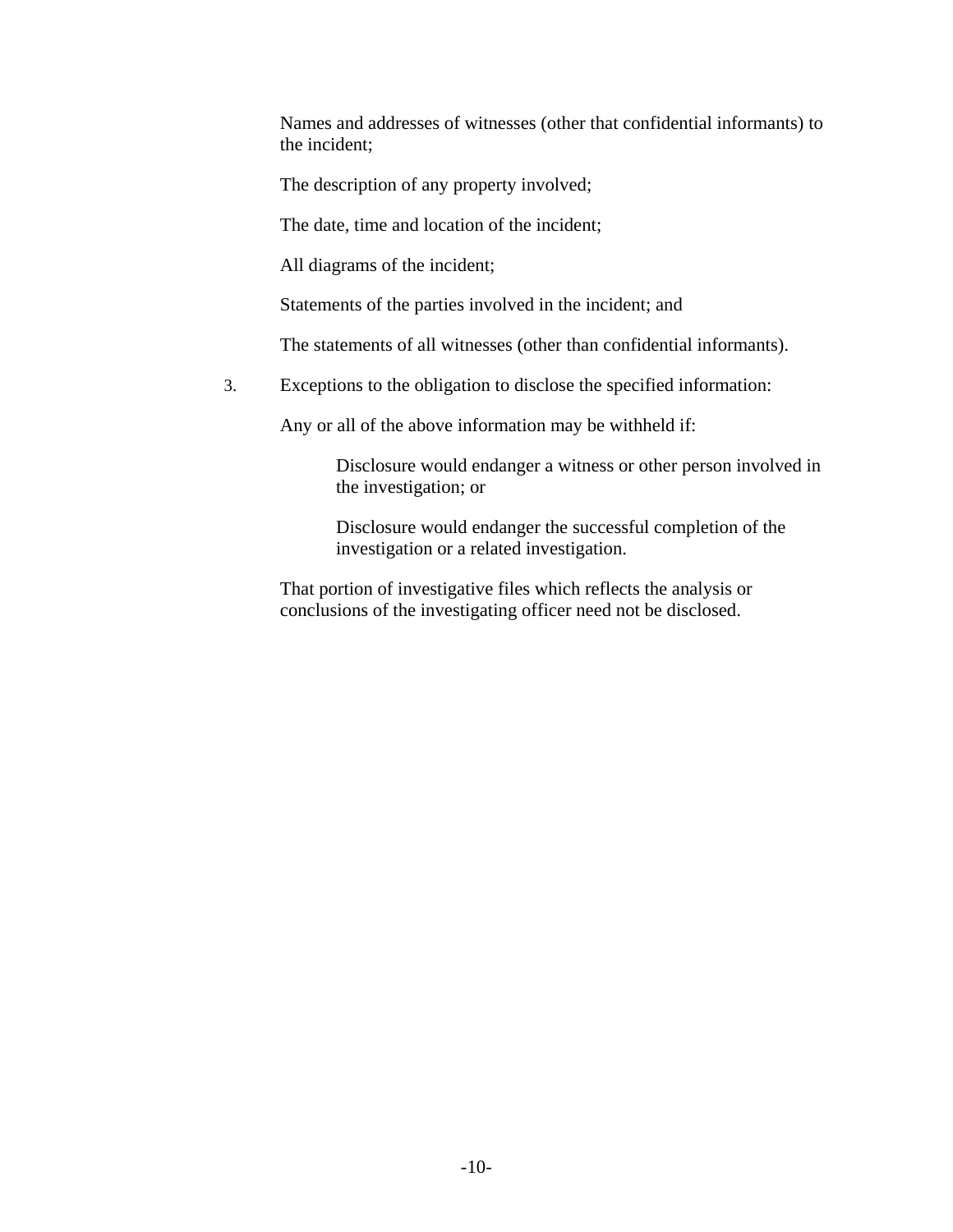Names and addresses of witnesses (other that confidential informants) to the incident;

The description of any property involved;

The date, time and location of the incident;

All diagrams of the incident;

Statements of the parties involved in the incident; and

The statements of all witnesses (other than confidential informants).

3. Exceptions to the obligation to disclose the specified information:

Any or all of the above information may be withheld if:

> Disclosure would endanger a witness or other person involved in the investigation; or
>
> Disclosure would endanger the successful completion of the investigation or a related investigation.

That portion of investigative files which reflects the analysis or conclusions of the investigating officer need not be disclosed.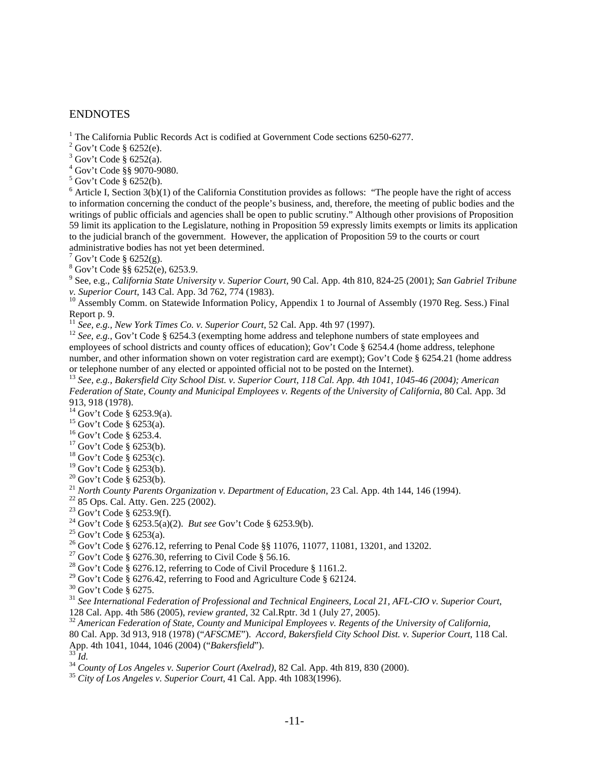# ENDNOTES

[1] The California Public Records Act is codified at Government Code sections 6250-6277.

[2] Gov't Code § 6252(e).

[3] Gov't Code § 6252(a).

[4] Gov't Code §§ 9070-9080.

[5] Gov't Code § 6252(b).

[6] Article I, Section 3(b)(1) of the California Constitution provides as follows: "The people have the right of access to information concerning the conduct of the people's business, and, therefore, the meeting of public bodies and the writings of public officials and agencies shall be open to public scrutiny." Although other provisions of Proposition 59 limit its application to the Legislature, nothing in Proposition 59 expressly limits exempts or limits its application to the judicial branch of the government. However, the application of Proposition 59 to the courts or court administrative bodies has not yet been determined.

[7] Gov't Code § 6252(g).

[8] Gov't Code §§ 6252(e), 6253.9.

[9] See, e.g., *California State University v. Superior Court*, 90 Cal. App. 4th 810, 824-25 (2001); *San Gabriel Tribune v. Superior Court*, 143 Cal. App. 3d 762, 774 (1983).

[10] Assembly Comm. on Statewide Information Policy, Appendix 1 to Journal of Assembly (1970 Reg. Sess.) Final Report p. 9.

[11] *See, e.g., New York Times Co. v. Superior Court*, 52 Cal. App. 4th 97 (1997).

[12] *See, e.g.,* Gov't Code § 6254.3 (exempting home address and telephone numbers of state employees and employees of school districts and county offices of education); Gov't Code § 6254.4 (home address, telephone number, and other information shown on voter registration card are exempt); Gov't Code § 6254.21 (home address or telephone number of any elected or appointed official not to be posted on the Internet).

[13] *See, e.g., Bakersfield City School Dist. v. Superior Court, 118 Cal. App. 4th 1041, 1045-46 (2004); American Federation of State, County and Municipal Employees v. Regents of the University of California*, 80 Cal. App. 3d 913, 918 (1978).

[14] Gov't Code § 6253.9(a).

[15] Gov't Code § 6253(a).

[16] Gov't Code § 6253.4.

[17] Gov't Code § 6253(b).

[18] Gov't Code § 6253(c).

[19] Gov't Code § 6253(b).

[20] Gov't Code § 6253(b).

[21] *North County Parents Organization v. Department of Education*, 23 Cal. App. 4th 144, 146 (1994).

[22] 85 Ops. Cal. Atty. Gen. 225 (2002).

[23] Gov't Code § 6253.9(f).

[24] Gov't Code § 6253.5(a)(2). *But see* Gov't Code § 6253.9(b).

[25] Gov't Code § 6253(a).

[26] Gov't Code § 6276.12, referring to Penal Code §§ 11076, 11077, 11081, 13201, and 13202.

[27] Gov't Code § 6276.30, referring to Civil Code § 56.16.

[28] Gov't Code § 6276.12, referring to Code of Civil Procedure § 1161.2.

[29] Gov't Code § 6276.42, referring to Food and Agriculture Code § 62124.

[30] Gov't Code § 6275.

[31] *See International Federation of Professional and Technical Engineers, Local 21, AFL-CIO v. Superior Court*, 128 Cal. App. 4th 586 (2005), *review granted*, 32 Cal.Rptr. 3d 1 (July 27, 2005).

[32] *American Federation of State, County and Municipal Employees v. Regents of the University of California*, 80 Cal. App. 3d 913, 918 (1978) ("*AFSCME*"). *Accord, Bakersfield City School Dist. v. Superior Court*, 118 Cal. App. 4th 1041, 1044, 1046 (2004) ("*Bakersfield*").

[33] *Id.*

[34] *County of Los Angeles v. Superior Court (Axelrad),* 82 Cal. App. 4th 819, 830 (2000).

[35] *City of Los Angeles v. Superior Court*, 41 Cal. App. 4th 1083(1996).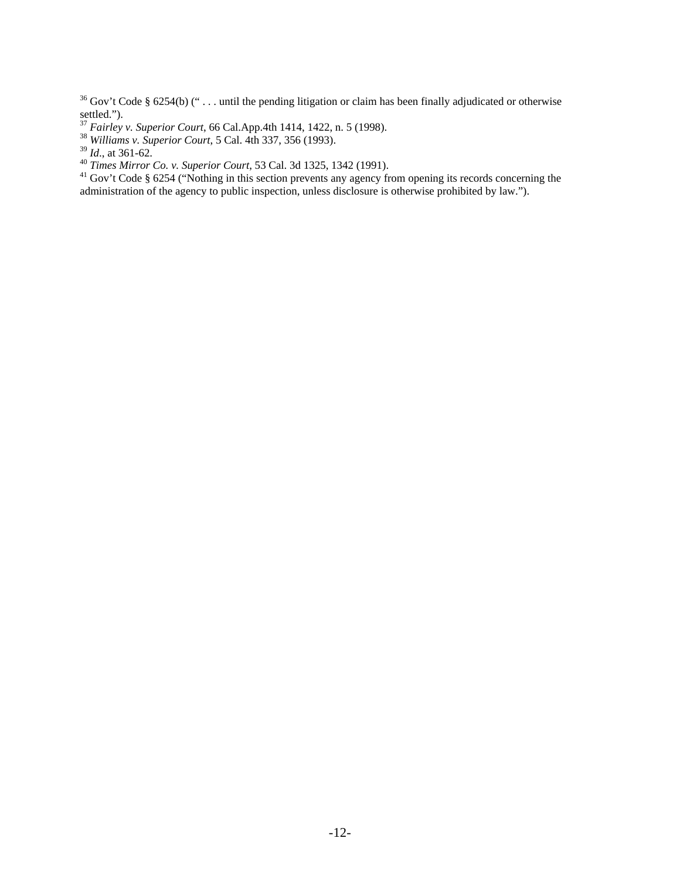[36] Gov't Code § 6254(b) (" . . . until the pending litigation or claim has been finally adjudicated or otherwise settled.").

[37] *Fairley v. Superior Court*, 66 Cal.App.4th 1414, 1422, n. 5 (1998).

[38] *Williams v. Superior Court*, 5 Cal. 4th 337, 356 (1993).

[39] *Id*., at 361-62.

[40] *Times Mirror Co. v. Superior Court*, 53 Cal. 3d 1325, 1342 (1991).

[41] Gov't Code § 6254 ("Nothing in this section prevents any agency from opening its records concerning the administration of the agency to public inspection, unless disclosure is otherwise prohibited by law.").